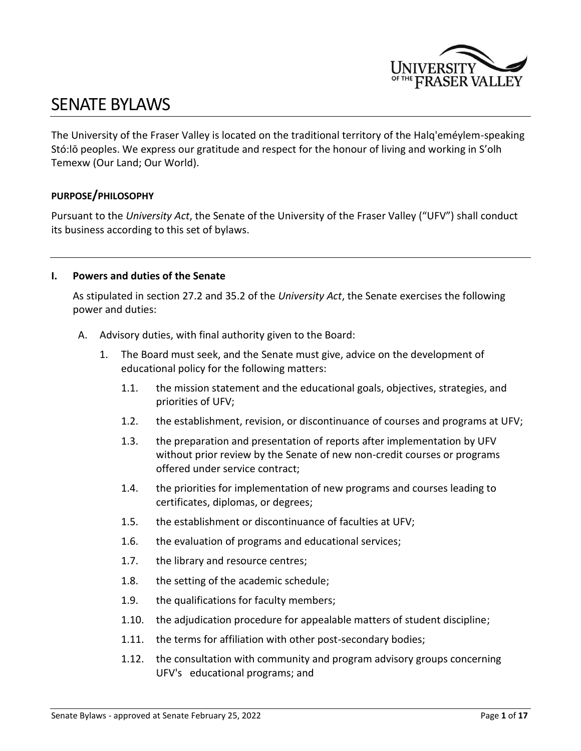# SENATE BYLAWS

The University of the Fraser Valley is located on the traditional territory of the Halq'eméylem-speaking Stó:lō peoples. We express our gratitude and respect for the honour of living and working in S'olh Temexw (Our Land; Our World).

**PURPOSE/PHILOSOPHY**

Pursuant to the *University Act*, the Senate of the University of the Fraser Valley ("UFV") shall conduct its business according to this set of bylaws.

## I. Powers and duties of the Senate

As stipulated in section 27.2 and 35.2 of the *University Act*, the Senate exercises the following power and duties:

A. Advisory duties, with final authority given to the Board:

1. The Board must seek, and the Senate must give, advice on the development of educational policy for the following matters:

    1.1. the mission statement and the educational goals, objectives, strategies, and priorities of UFV;

    1.2. the establishment, revision, or discontinuance of courses and programs at UFV;

    1.3. the preparation and presentation of reports after implementation by UFV without prior review by the Senate of new non-credit courses or programs offered under service contract;

    1.4. the priorities for implementation of new programs and courses leading to certificates, diplomas, or degrees;

    1.5. the establishment or discontinuance of faculties at UFV;

    1.6. the evaluation of programs and educational services;

    1.7. the library and resource centres;

    1.8. the setting of the academic schedule;

    1.9. the qualifications for faculty members;

    1.10. the adjudication procedure for appealable matters of student discipline;

    1.11. the terms for affiliation with other post-secondary bodies;

    1.12. the consultation with community and program advisory groups concerning UFV's educational programs; and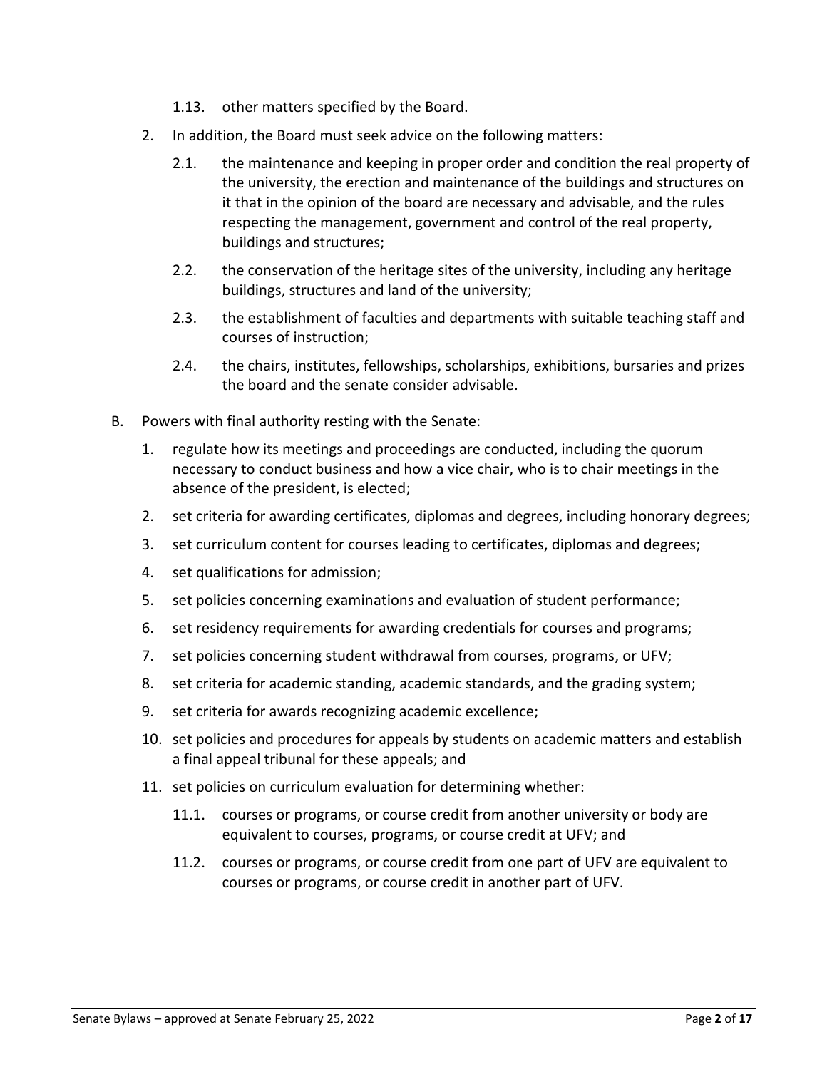1.13. other matters specified by the Board.

2. In addition, the Board must seek advice on the following matters:

   2.1. the maintenance and keeping in proper order and condition the real property of the university, the erection and maintenance of the buildings and structures on it that in the opinion of the board are necessary and advisable, and the rules respecting the management, government and control of the real property, buildings and structures;

   2.2. the conservation of the heritage sites of the university, including any heritage buildings, structures and land of the university;

   2.3. the establishment of faculties and departments with suitable teaching staff and courses of instruction;

   2.4. the chairs, institutes, fellowships, scholarships, exhibitions, bursaries and prizes the board and the senate consider advisable.

B. Powers with final authority resting with the Senate:

   1. regulate how its meetings and proceedings are conducted, including the quorum necessary to conduct business and how a vice chair, who is to chair meetings in the absence of the president, is elected;
   2. set criteria for awarding certificates, diplomas and degrees, including honorary degrees;
   3. set curriculum content for courses leading to certificates, diplomas and degrees;
   4. set qualifications for admission;
   5. set policies concerning examinations and evaluation of student performance;
   6. set residency requirements for awarding credentials for courses and programs;
   7. set policies concerning student withdrawal from courses, programs, or UFV;
   8. set criteria for academic standing, academic standards, and the grading system;
   9. set criteria for awards recognizing academic excellence;
   10. set policies and procedures for appeals by students on academic matters and establish a final appeal tribunal for these appeals; and
   11. set policies on curriculum evaluation for determining whether:

       11.1. courses or programs, or course credit from another university or body are equivalent to courses, programs, or course credit at UFV; and

       11.2. courses or programs, or course credit from one part of UFV are equivalent to courses or programs, or course credit in another part of UFV.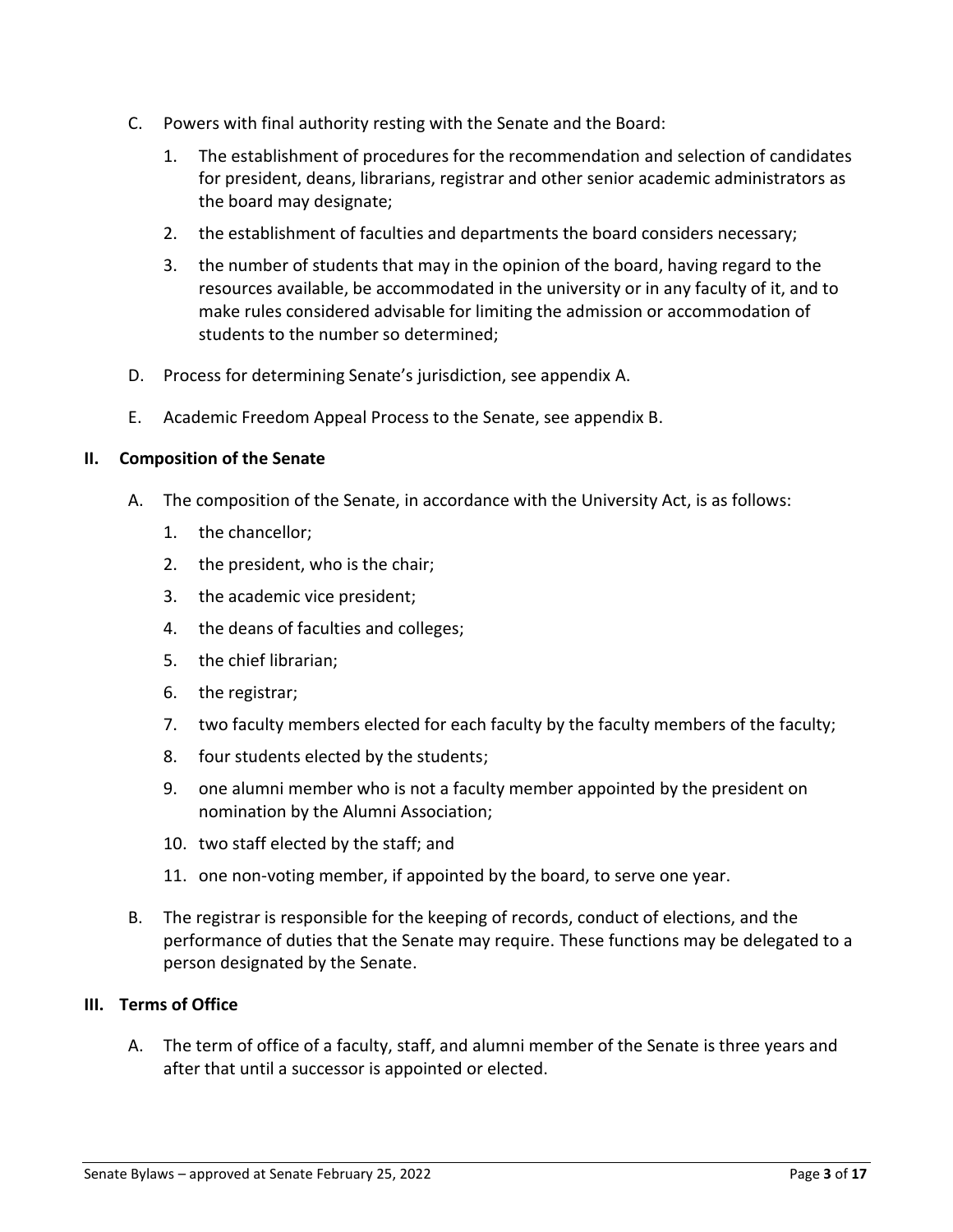C. Powers with final authority resting with the Senate and the Board:

   1. The establishment of procedures for the recommendation and selection of candidates for president, deans, librarians, registrar and other senior academic administrators as the board may designate;
   2. the establishment of faculties and departments the board considers necessary;
   3. the number of students that may in the opinion of the board, having regard to the resources available, be accommodated in the university or in any faculty of it, and to make rules considered advisable for limiting the admission or accommodation of students to the number so determined;

D. Process for determining Senate's jurisdiction, see appendix A.

E. Academic Freedom Appeal Process to the Senate, see appendix B.

## II. Composition of the Senate

A. The composition of the Senate, in accordance with the University Act, is as follows:

   1. the chancellor;
   2. the president, who is the chair;
   3. the academic vice president;
   4. the deans of faculties and colleges;
   5. the chief librarian;
   6. the registrar;
   7. two faculty members elected for each faculty by the faculty members of the faculty;
   8. four students elected by the students;
   9. one alumni member who is not a faculty member appointed by the president on nomination by the Alumni Association;
   10. two staff elected by the staff; and
   11. one non-voting member, if appointed by the board, to serve one year.

B. The registrar is responsible for the keeping of records, conduct of elections, and the performance of duties that the Senate may require. These functions may be delegated to a person designated by the Senate.

## III. Terms of Office

A. The term of office of a faculty, staff, and alumni member of the Senate is three years and after that until a successor is appointed or elected.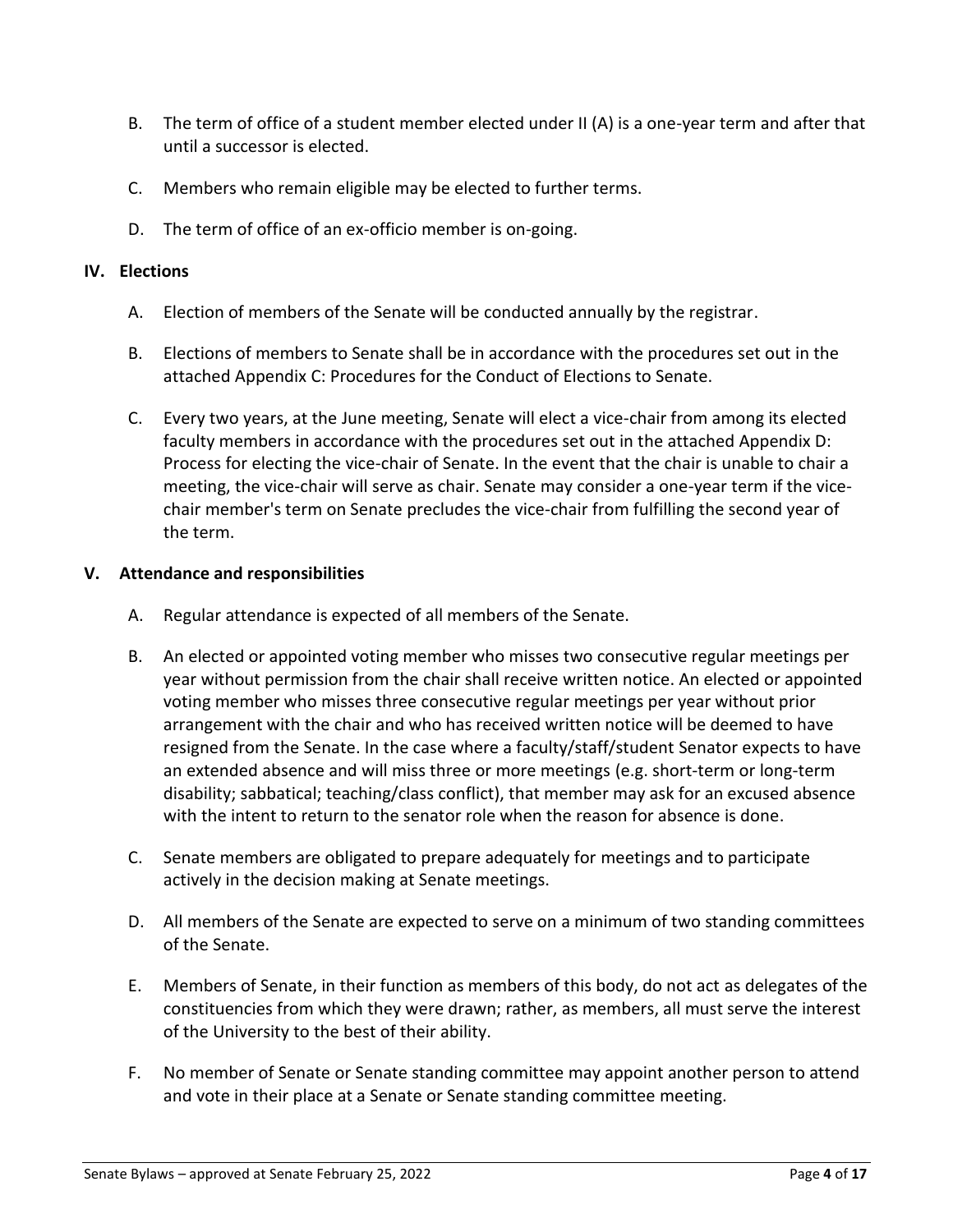B. The term of office of a student member elected under II (A) is a one-year term and after that until a successor is elected.

C. Members who remain eligible may be elected to further terms.

D. The term of office of an ex-officio member is on-going.

## IV. Elections

A. Election of members of the Senate will be conducted annually by the registrar.

B. Elections of members to Senate shall be in accordance with the procedures set out in the attached Appendix C: Procedures for the Conduct of Elections to Senate.

C. Every two years, at the June meeting, Senate will elect a vice-chair from among its elected faculty members in accordance with the procedures set out in the attached Appendix D: Process for electing the vice-chair of Senate. In the event that the chair is unable to chair a meeting, the vice-chair will serve as chair. Senate may consider a one-year term if the vice-chair member's term on Senate precludes the vice-chair from fulfilling the second year of the term.

## V. Attendance and responsibilities

A. Regular attendance is expected of all members of the Senate.

B. An elected or appointed voting member who misses two consecutive regular meetings per year without permission from the chair shall receive written notice. An elected or appointed voting member who misses three consecutive regular meetings per year without prior arrangement with the chair and who has received written notice will be deemed to have resigned from the Senate. In the case where a faculty/staff/student Senator expects to have an extended absence and will miss three or more meetings (e.g. short-term or long-term disability; sabbatical; teaching/class conflict), that member may ask for an excused absence with the intent to return to the senator role when the reason for absence is done.

C. Senate members are obligated to prepare adequately for meetings and to participate actively in the decision making at Senate meetings.

D. All members of the Senate are expected to serve on a minimum of two standing committees of the Senate.

E. Members of Senate, in their function as members of this body, do not act as delegates of the constituencies from which they were drawn; rather, as members, all must serve the interest of the University to the best of their ability.

F. No member of Senate or Senate standing committee may appoint another person to attend and vote in their place at a Senate or Senate standing committee meeting.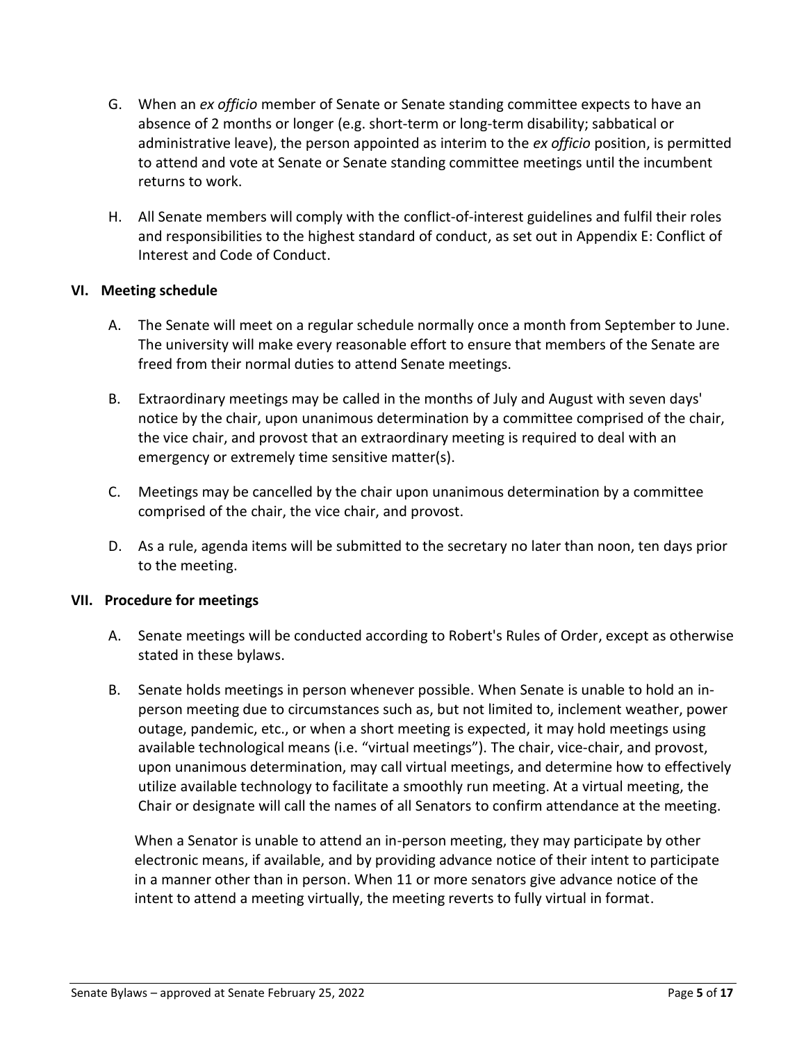G. When an *ex officio* member of Senate or Senate standing committee expects to have an absence of 2 months or longer (e.g. short-term or long-term disability; sabbatical or administrative leave), the person appointed as interim to the *ex officio* position, is permitted to attend and vote at Senate or Senate standing committee meetings until the incumbent returns to work.

H. All Senate members will comply with the conflict-of-interest guidelines and fulfil their roles and responsibilities to the highest standard of conduct, as set out in Appendix E: Conflict of Interest and Code of Conduct.

## VI. Meeting schedule

A. The Senate will meet on a regular schedule normally once a month from September to June. The university will make every reasonable effort to ensure that members of the Senate are freed from their normal duties to attend Senate meetings.

B. Extraordinary meetings may be called in the months of July and August with seven days' notice by the chair, upon unanimous determination by a committee comprised of the chair, the vice chair, and provost that an extraordinary meeting is required to deal with an emergency or extremely time sensitive matter(s).

C. Meetings may be cancelled by the chair upon unanimous determination by a committee comprised of the chair, the vice chair, and provost.

D. As a rule, agenda items will be submitted to the secretary no later than noon, ten days prior to the meeting.

## VII. Procedure for meetings

A. Senate meetings will be conducted according to Robert's Rules of Order, except as otherwise stated in these bylaws.

B. Senate holds meetings in person whenever possible. When Senate is unable to hold an in-person meeting due to circumstances such as, but not limited to, inclement weather, power outage, pandemic, etc., or when a short meeting is expected, it may hold meetings using available technological means (i.e. "virtual meetings"). The chair, vice-chair, and provost, upon unanimous determination, may call virtual meetings, and determine how to effectively utilize available technology to facilitate a smoothly run meeting. At a virtual meeting, the Chair or designate will call the names of all Senators to confirm attendance at the meeting.

   When a Senator is unable to attend an in-person meeting, they may participate by other electronic means, if available, and by providing advance notice of their intent to participate in a manner other than in person. When 11 or more senators give advance notice of the intent to attend a meeting virtually, the meeting reverts to fully virtual in format.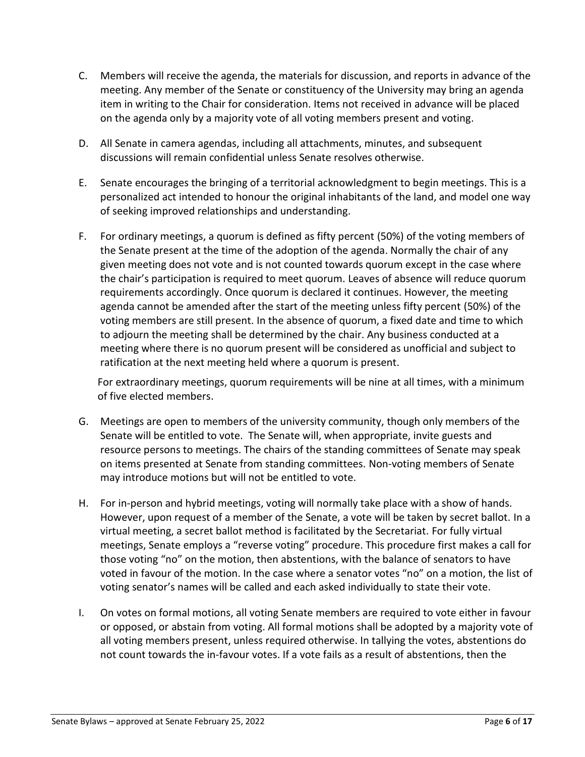C. Members will receive the agenda, the materials for discussion, and reports in advance of the meeting. Any member of the Senate or constituency of the University may bring an agenda item in writing to the Chair for consideration. Items not received in advance will be placed on the agenda only by a majority vote of all voting members present and voting.

D. All Senate in camera agendas, including all attachments, minutes, and subsequent discussions will remain confidential unless Senate resolves otherwise.

E. Senate encourages the bringing of a territorial acknowledgment to begin meetings. This is a personalized act intended to honour the original inhabitants of the land, and model one way of seeking improved relationships and understanding.

F. For ordinary meetings, a quorum is defined as fifty percent (50%) of the voting members of the Senate present at the time of the adoption of the agenda. Normally the chair of any given meeting does not vote and is not counted towards quorum except in the case where the chair's participation is required to meet quorum. Leaves of absence will reduce quorum requirements accordingly. Once quorum is declared it continues. However, the meeting agenda cannot be amended after the start of the meeting unless fifty percent (50%) of the voting members are still present. In the absence of quorum, a fixed date and time to which to adjourn the meeting shall be determined by the chair. Any business conducted at a meeting where there is no quorum present will be considered as unofficial and subject to ratification at the next meeting held where a quorum is present.

   For extraordinary meetings, quorum requirements will be nine at all times, with a minimum of five elected members.

G. Meetings are open to members of the university community, though only members of the Senate will be entitled to vote. The Senate will, when appropriate, invite guests and resource persons to meetings. The chairs of the standing committees of Senate may speak on items presented at Senate from standing committees. Non-voting members of Senate may introduce motions but will not be entitled to vote.

H. For in-person and hybrid meetings, voting will normally take place with a show of hands. However, upon request of a member of the Senate, a vote will be taken by secret ballot. In a virtual meeting, a secret ballot method is facilitated by the Secretariat. For fully virtual meetings, Senate employs a "reverse voting" procedure. This procedure first makes a call for those voting "no" on the motion, then abstentions, with the balance of senators to have voted in favour of the motion. In the case where a senator votes "no" on a motion, the list of voting senator's names will be called and each asked individually to state their vote.

I. On votes on formal motions, all voting Senate members are required to vote either in favour or opposed, or abstain from voting. All formal motions shall be adopted by a majority vote of all voting members present, unless required otherwise. In tallying the votes, abstentions do not count towards the in-favour votes. If a vote fails as a result of abstentions, then the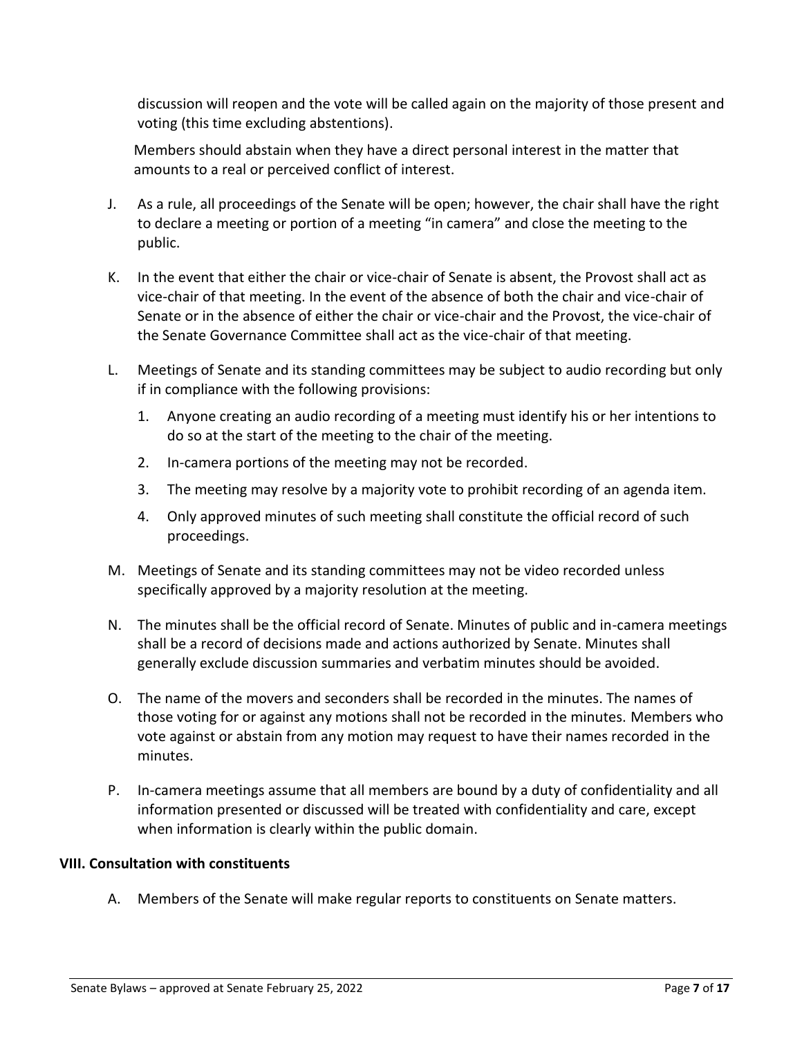discussion will reopen and the vote will be called again on the majority of those present and voting (this time excluding abstentions).

Members should abstain when they have a direct personal interest in the matter that amounts to a real or perceived conflict of interest.

J. As a rule, all proceedings of the Senate will be open; however, the chair shall have the right to declare a meeting or portion of a meeting "in camera" and close the meeting to the public.

K. In the event that either the chair or vice-chair of Senate is absent, the Provost shall act as vice-chair of that meeting. In the event of the absence of both the chair and vice-chair of Senate or in the absence of either the chair or vice-chair and the Provost, the vice-chair of the Senate Governance Committee shall act as the vice-chair of that meeting.

L. Meetings of Senate and its standing committees may be subject to audio recording but only if in compliance with the following provisions:

   1. Anyone creating an audio recording of a meeting must identify his or her intentions to do so at the start of the meeting to the chair of the meeting.
   2. In-camera portions of the meeting may not be recorded.
   3. The meeting may resolve by a majority vote to prohibit recording of an agenda item.
   4. Only approved minutes of such meeting shall constitute the official record of such proceedings.

M. Meetings of Senate and its standing committees may not be video recorded unless specifically approved by a majority resolution at the meeting.

N. The minutes shall be the official record of Senate. Minutes of public and in-camera meetings shall be a record of decisions made and actions authorized by Senate. Minutes shall generally exclude discussion summaries and verbatim minutes should be avoided.

O. The name of the movers and seconders shall be recorded in the minutes. The names of those voting for or against any motions shall not be recorded in the minutes. Members who vote against or abstain from any motion may request to have their names recorded in the minutes.

P. In-camera meetings assume that all members are bound by a duty of confidentiality and all information presented or discussed will be treated with confidentiality and care, except when information is clearly within the public domain.

**VIII. Consultation with constituents**

A. Members of the Senate will make regular reports to constituents on Senate matters.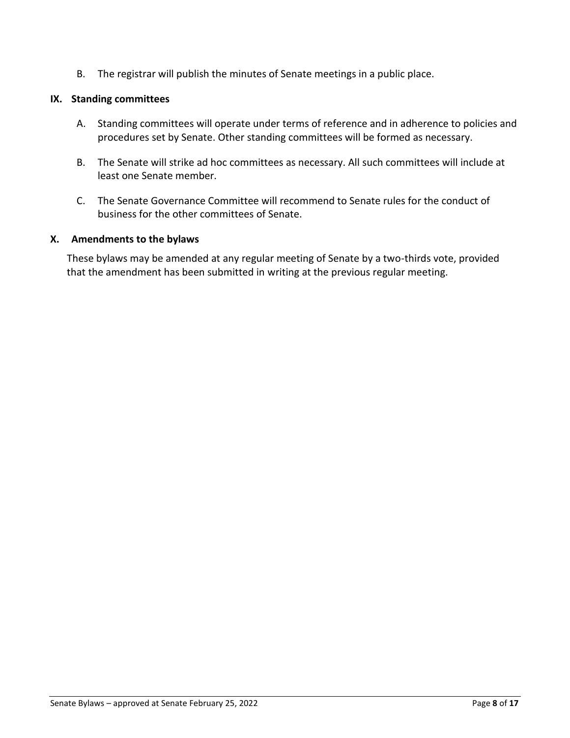B. The registrar will publish the minutes of Senate meetings in a public place.

## IX. Standing committees

A. Standing committees will operate under terms of reference and in adherence to policies and procedures set by Senate. Other standing committees will be formed as necessary.

B. The Senate will strike ad hoc committees as necessary. All such committees will include at least one Senate member.

C. The Senate Governance Committee will recommend to Senate rules for the conduct of business for the other committees of Senate.

## X. Amendments to the bylaws

These bylaws may be amended at any regular meeting of Senate by a two-thirds vote, provided that the amendment has been submitted in writing at the previous regular meeting.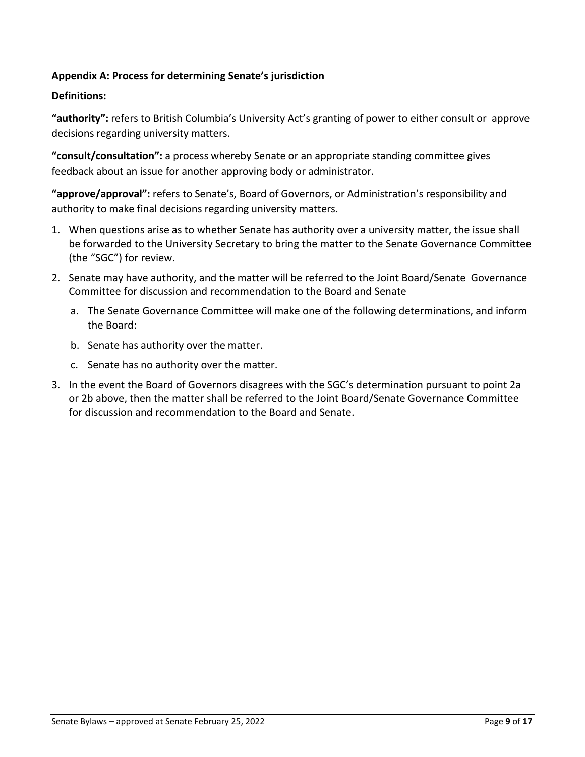**Appendix A: Process for determining Senate's jurisdiction**

**Definitions:**

**"authority":** refers to British Columbia's University Act's granting of power to either consult or approve decisions regarding university matters.

**"consult/consultation":** a process whereby Senate or an appropriate standing committee gives feedback about an issue for another approving body or administrator.

**"approve/approval":** refers to Senate's, Board of Governors, or Administration's responsibility and authority to make final decisions regarding university matters.

1. When questions arise as to whether Senate has authority over a university matter, the issue shall be forwarded to the University Secretary to bring the matter to the Senate Governance Committee (the "SGC") for review.
2. Senate may have authority, and the matter will be referred to the Joint Board/Senate Governance Committee for discussion and recommendation to the Board and Senate
   a. The Senate Governance Committee will make one of the following determinations, and inform the Board:
   b. Senate has authority over the matter.
   c. Senate has no authority over the matter.
3. In the event the Board of Governors disagrees with the SGC's determination pursuant to point 2a or 2b above, then the matter shall be referred to the Joint Board/Senate Governance Committee for discussion and recommendation to the Board and Senate.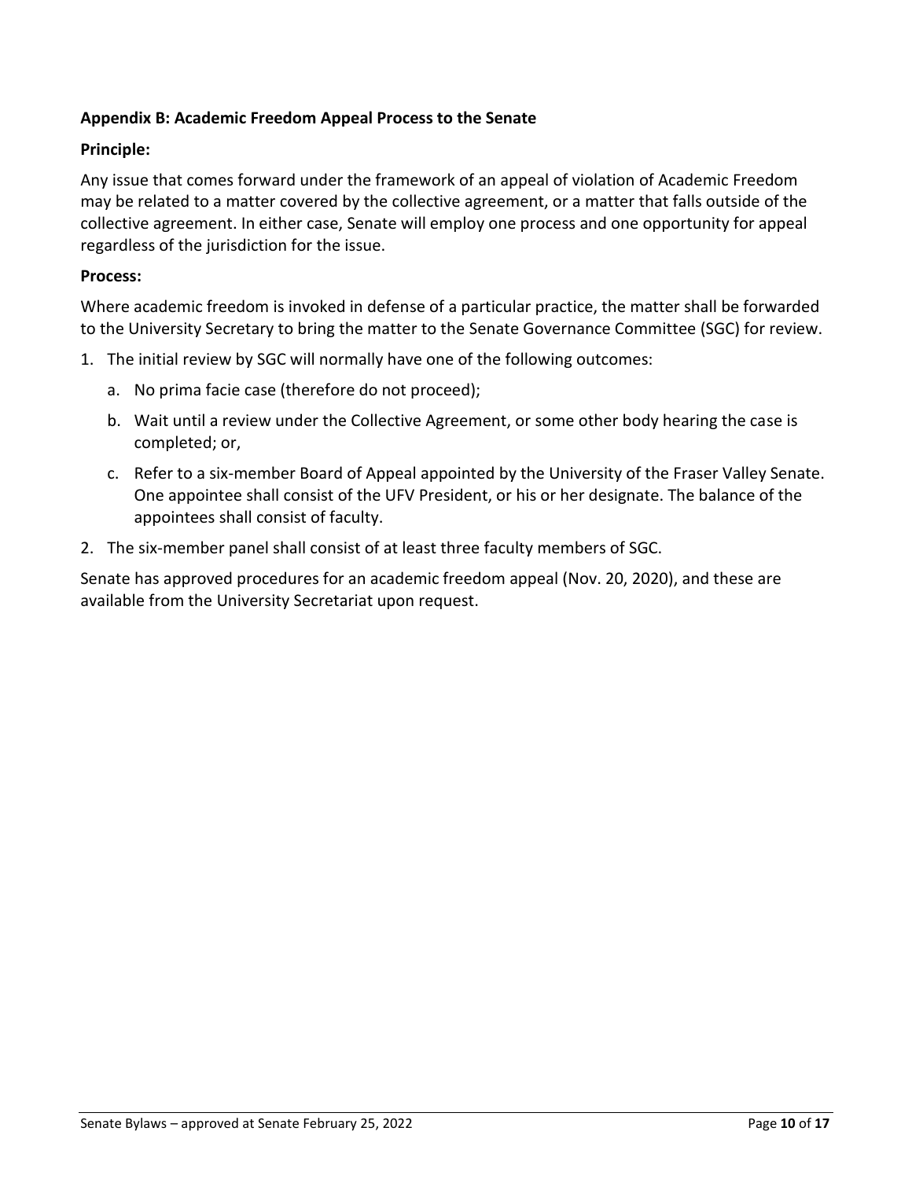## Appendix B: Academic Freedom Appeal Process to the Senate

**Principle:**

Any issue that comes forward under the framework of an appeal of violation of Academic Freedom may be related to a matter covered by the collective agreement, or a matter that falls outside of the collective agreement. In either case, Senate will employ one process and one opportunity for appeal regardless of the jurisdiction for the issue.

**Process:**

Where academic freedom is invoked in defense of a particular practice, the matter shall be forwarded to the University Secretary to bring the matter to the Senate Governance Committee (SGC) for review.

1. The initial review by SGC will normally have one of the following outcomes:
   a. No prima facie case (therefore do not proceed);
   b. Wait until a review under the Collective Agreement, or some other body hearing the case is completed; or,
   c. Refer to a six-member Board of Appeal appointed by the University of the Fraser Valley Senate. One appointee shall consist of the UFV President, or his or her designate. The balance of the appointees shall consist of faculty.
2. The six-member panel shall consist of at least three faculty members of SGC.

Senate has approved procedures for an academic freedom appeal (Nov. 20, 2020), and these are available from the University Secretariat upon request.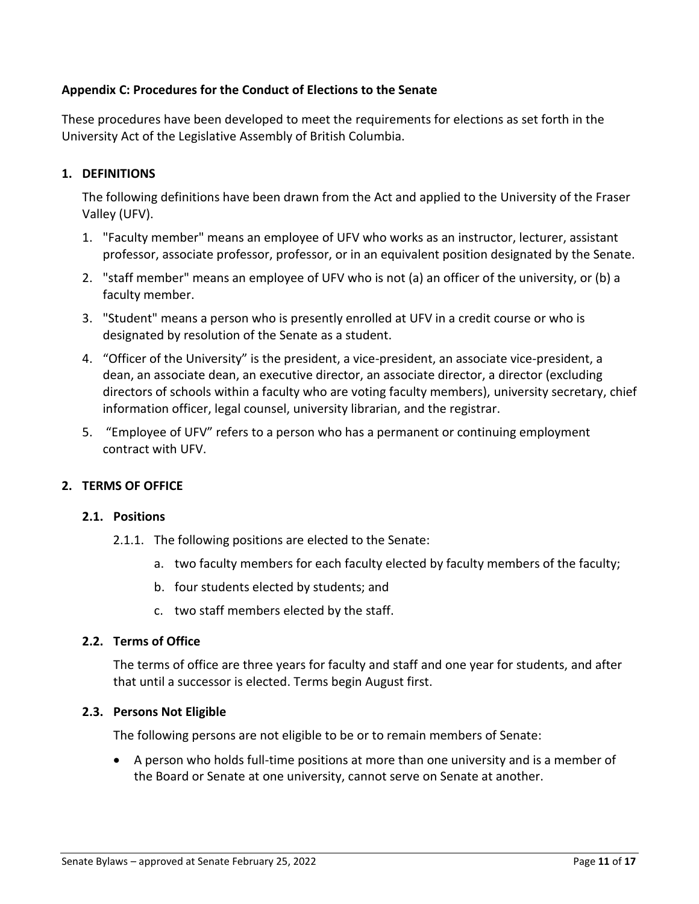**Appendix C: Procedures for the Conduct of Elections to the Senate**

These procedures have been developed to meet the requirements for elections as set forth in the University Act of the Legislative Assembly of British Columbia.

## 1. DEFINITIONS

The following definitions have been drawn from the Act and applied to the University of the Fraser Valley (UFV).

1. "Faculty member" means an employee of UFV who works as an instructor, lecturer, assistant professor, associate professor, professor, or in an equivalent position designated by the Senate.
2. "staff member" means an employee of UFV who is not (a) an officer of the university, or (b) a faculty member.
3. "Student" means a person who is presently enrolled at UFV in a credit course or who is designated by resolution of the Senate as a student.
4. “Officer of the University” is the president, a vice-president, an associate vice-president, a dean, an associate dean, an executive director, an associate director, a director (excluding directors of schools within a faculty who are voting faculty members), university secretary, chief information officer, legal counsel, university librarian, and the registrar.
5. “Employee of UFV” refers to a person who has a permanent or continuing employment contract with UFV.

## 2. TERMS OF OFFICE

### 2.1. Positions

2.1.1. The following positions are elected to the Senate:

a. two faculty members for each faculty elected by faculty members of the faculty;

b. four students elected by students; and

c. two staff members elected by the staff.

### 2.2. Terms of Office

The terms of office are three years for faculty and staff and one year for students, and after that until a successor is elected. Terms begin August first.

### 2.3. Persons Not Eligible

The following persons are not eligible to be or to remain members of Senate:

- A person who holds full-time positions at more than one university and is a member of the Board or Senate at one university, cannot serve on Senate at another.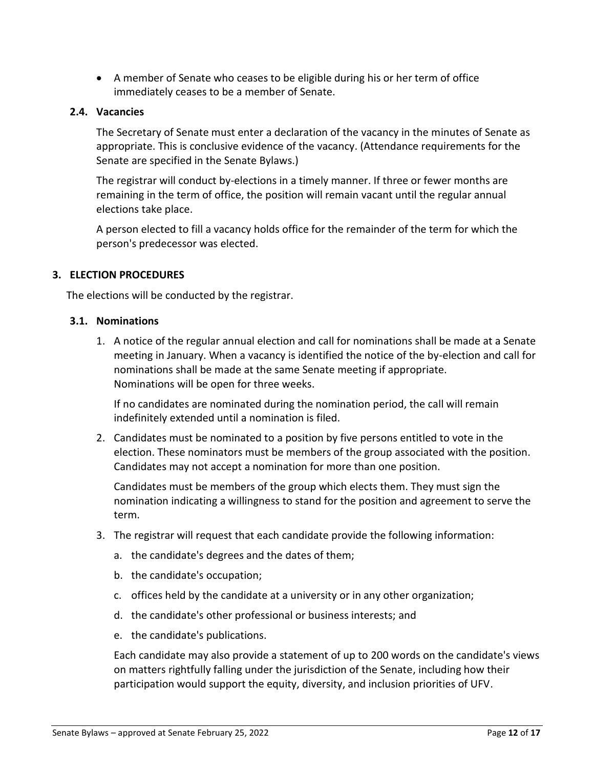- A member of Senate who ceases to be eligible during his or her term of office immediately ceases to be a member of Senate.

### 2.4. Vacancies

The Secretary of Senate must enter a declaration of the vacancy in the minutes of Senate as appropriate. This is conclusive evidence of the vacancy. (Attendance requirements for the Senate are specified in the Senate Bylaws.)

The registrar will conduct by-elections in a timely manner. If three or fewer months are remaining in the term of office, the position will remain vacant until the regular annual elections take place.

A person elected to fill a vacancy holds office for the remainder of the term for which the person's predecessor was elected.

## 3. ELECTION PROCEDURES

The elections will be conducted by the registrar.

### 3.1. Nominations

1. A notice of the regular annual election and call for nominations shall be made at a Senate meeting in January. When a vacancy is identified the notice of the by-election and call for nominations shall be made at the same Senate meeting if appropriate. Nominations will be open for three weeks.

   If no candidates are nominated during the nomination period, the call will remain indefinitely extended until a nomination is filed.

2. Candidates must be nominated to a position by five persons entitled to vote in the election. These nominators must be members of the group associated with the position. Candidates may not accept a nomination for more than one position.

   Candidates must be members of the group which elects them. They must sign the nomination indicating a willingness to stand for the position and agreement to serve the term.

3. The registrar will request that each candidate provide the following information:

   a. the candidate's degrees and the dates of them;

   b. the candidate's occupation;

   c. offices held by the candidate at a university or in any other organization;

   d. the candidate's other professional or business interests; and

   e. the candidate's publications.

   Each candidate may also provide a statement of up to 200 words on the candidate's views on matters rightfully falling under the jurisdiction of the Senate, including how their participation would support the equity, diversity, and inclusion priorities of UFV.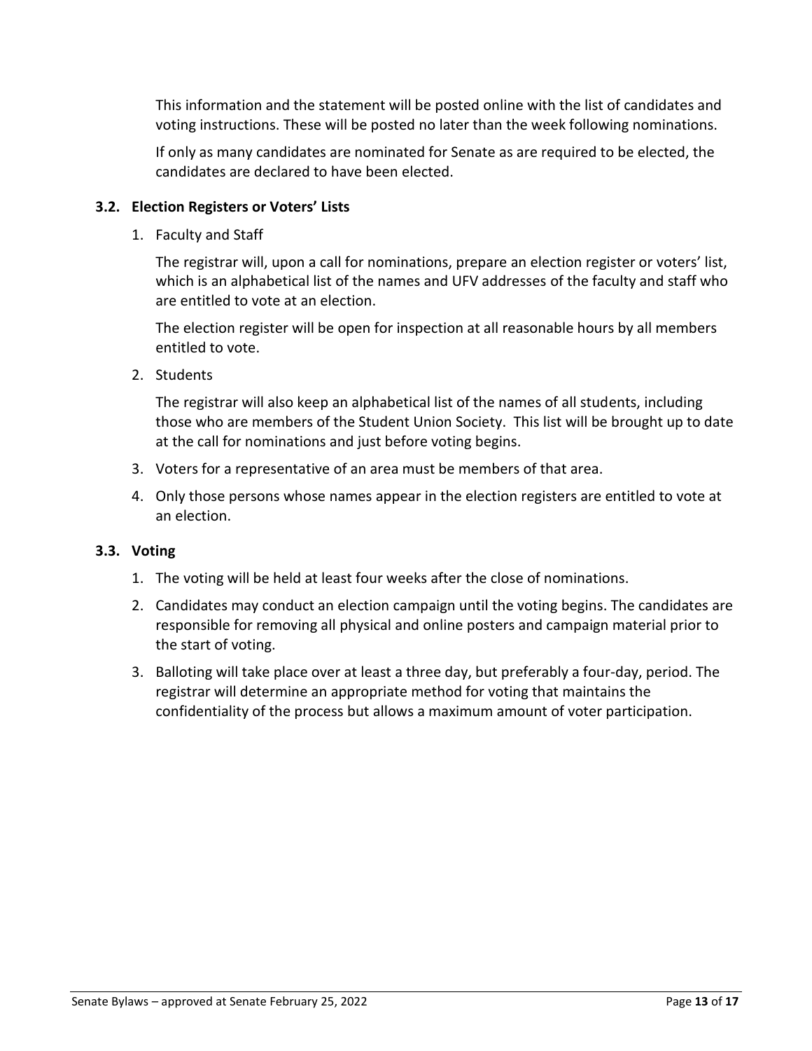This information and the statement will be posted online with the list of candidates and voting instructions. These will be posted no later than the week following nominations.

If only as many candidates are nominated for Senate as are required to be elected, the candidates are declared to have been elected.

### 3.2. Election Registers or Voters' Lists

1. Faculty and Staff

   The registrar will, upon a call for nominations, prepare an election register or voters' list, which is an alphabetical list of the names and UFV addresses of the faculty and staff who are entitled to vote at an election.

   The election register will be open for inspection at all reasonable hours by all members entitled to vote.

2. Students

   The registrar will also keep an alphabetical list of the names of all students, including those who are members of the Student Union Society. This list will be brought up to date at the call for nominations and just before voting begins.

3. Voters for a representative of an area must be members of that area.

4. Only those persons whose names appear in the election registers are entitled to vote at an election.

### 3.3. Voting

1. The voting will be held at least four weeks after the close of nominations.

2. Candidates may conduct an election campaign until the voting begins. The candidates are responsible for removing all physical and online posters and campaign material prior to the start of voting.

3. Balloting will take place over at least a three day, but preferably a four-day, period. The registrar will determine an appropriate method for voting that maintains the confidentiality of the process but allows a maximum amount of voter participation.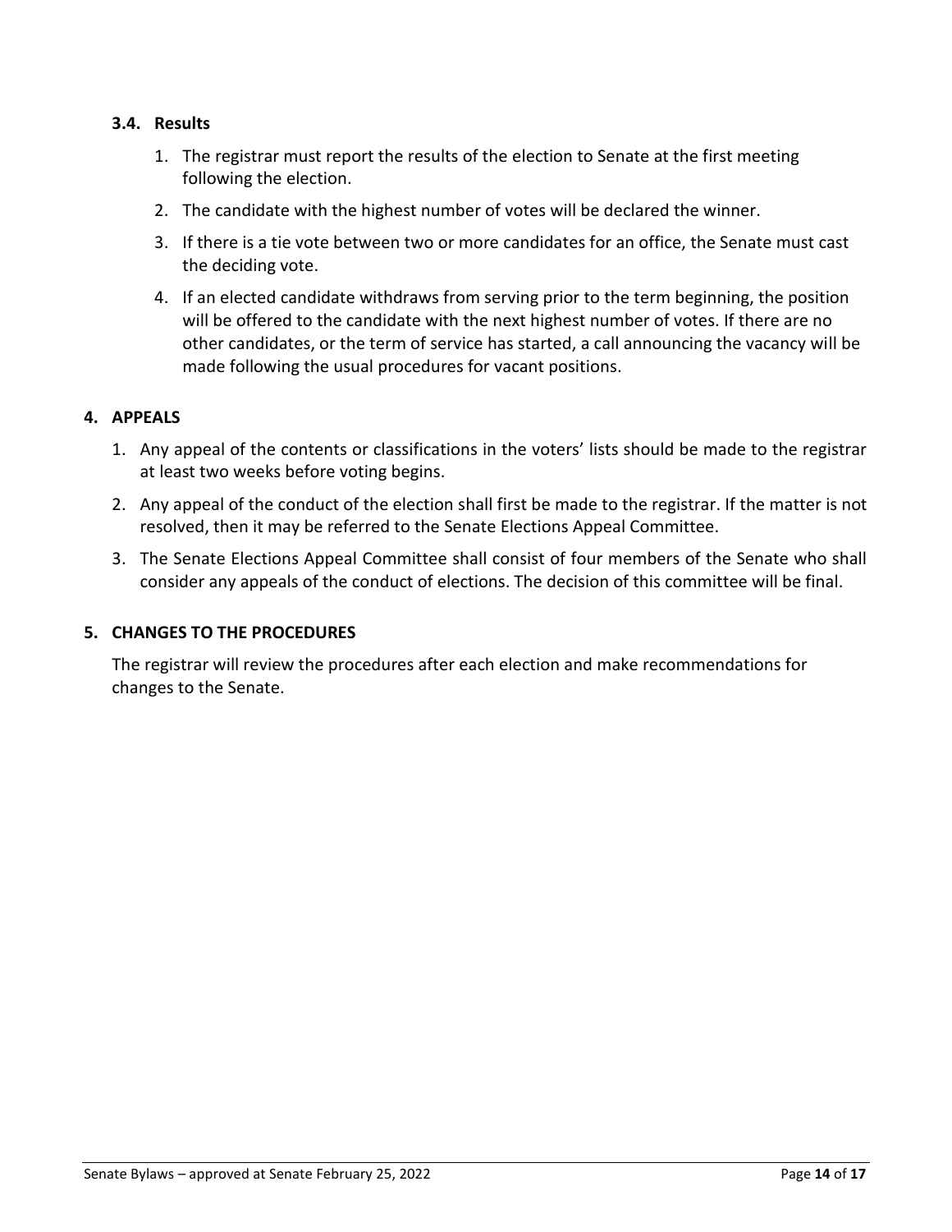### 3.4. Results

1. The registrar must report the results of the election to Senate at the first meeting following the election.
2. The candidate with the highest number of votes will be declared the winner.
3. If there is a tie vote between two or more candidates for an office, the Senate must cast the deciding vote.
4. If an elected candidate withdraws from serving prior to the term beginning, the position will be offered to the candidate with the next highest number of votes. If there are no other candidates, or the term of service has started, a call announcing the vacancy will be made following the usual procedures for vacant positions.

## 4. APPEALS

1. Any appeal of the contents or classifications in the voters' lists should be made to the registrar at least two weeks before voting begins.
2. Any appeal of the conduct of the election shall first be made to the registrar. If the matter is not resolved, then it may be referred to the Senate Elections Appeal Committee.
3. The Senate Elections Appeal Committee shall consist of four members of the Senate who shall consider any appeals of the conduct of elections. The decision of this committee will be final.

## 5. CHANGES TO THE PROCEDURES

The registrar will review the procedures after each election and make recommendations for changes to the Senate.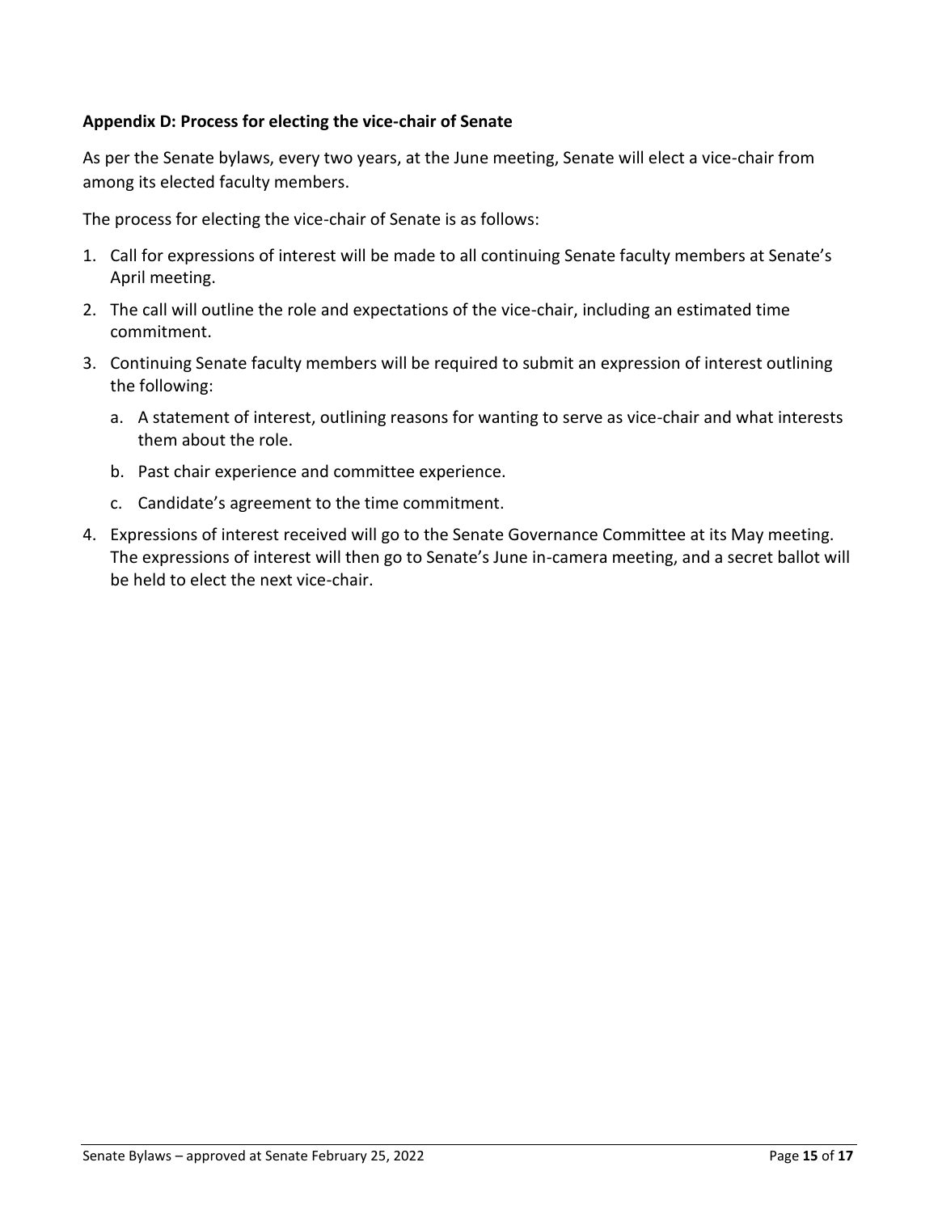**Appendix D: Process for electing the vice-chair of Senate**

As per the Senate bylaws, every two years, at the June meeting, Senate will elect a vice-chair from among its elected faculty members.

The process for electing the vice-chair of Senate is as follows:

1. Call for expressions of interest will be made to all continuing Senate faculty members at Senate's April meeting.
2. The call will outline the role and expectations of the vice-chair, including an estimated time commitment.
3. Continuing Senate faculty members will be required to submit an expression of interest outlining the following:
   a. A statement of interest, outlining reasons for wanting to serve as vice-chair and what interests them about the role.
   b. Past chair experience and committee experience.
   c. Candidate's agreement to the time commitment.
4. Expressions of interest received will go to the Senate Governance Committee at its May meeting. The expressions of interest will then go to Senate's June in-camera meeting, and a secret ballot will be held to elect the next vice-chair.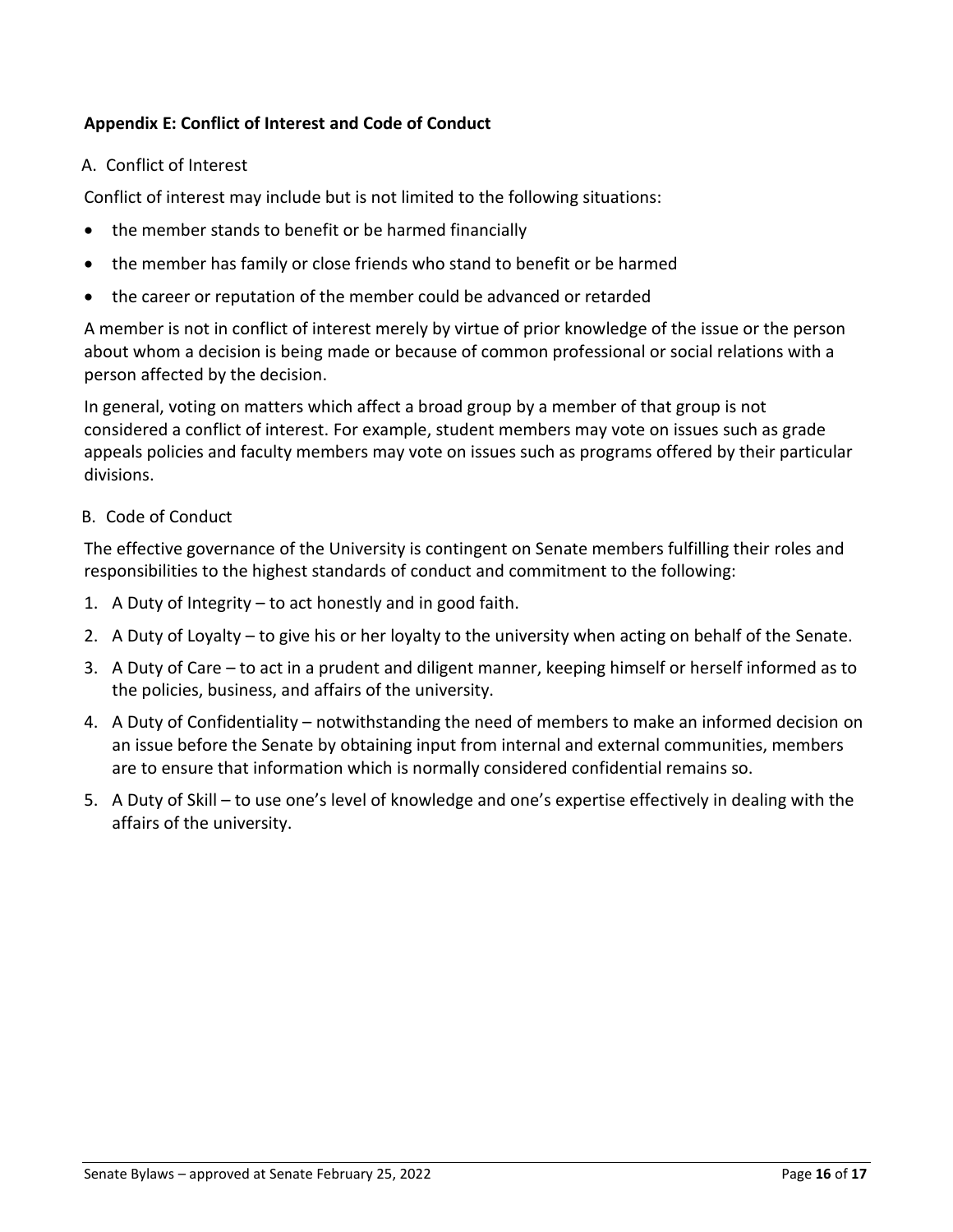## Appendix E: Conflict of Interest and Code of Conduct

### A. Conflict of Interest

Conflict of interest may include but is not limited to the following situations:

- the member stands to benefit or be harmed financially
- the member has family or close friends who stand to benefit or be harmed
- the career or reputation of the member could be advanced or retarded

A member is not in conflict of interest merely by virtue of prior knowledge of the issue or the person about whom a decision is being made or because of common professional or social relations with a person affected by the decision.

In general, voting on matters which affect a broad group by a member of that group is not considered a conflict of interest. For example, student members may vote on issues such as grade appeals policies and faculty members may vote on issues such as programs offered by their particular divisions.

### B. Code of Conduct

The effective governance of the University is contingent on Senate members fulfilling their roles and responsibilities to the highest standards of conduct and commitment to the following:

1. A Duty of Integrity – to act honestly and in good faith.
2. A Duty of Loyalty – to give his or her loyalty to the university when acting on behalf of the Senate.
3. A Duty of Care – to act in a prudent and diligent manner, keeping himself or herself informed as to the policies, business, and affairs of the university.
4. A Duty of Confidentiality – notwithstanding the need of members to make an informed decision on an issue before the Senate by obtaining input from internal and external communities, members are to ensure that information which is normally considered confidential remains so.
5. A Duty of Skill – to use one's level of knowledge and one's expertise effectively in dealing with the affairs of the university.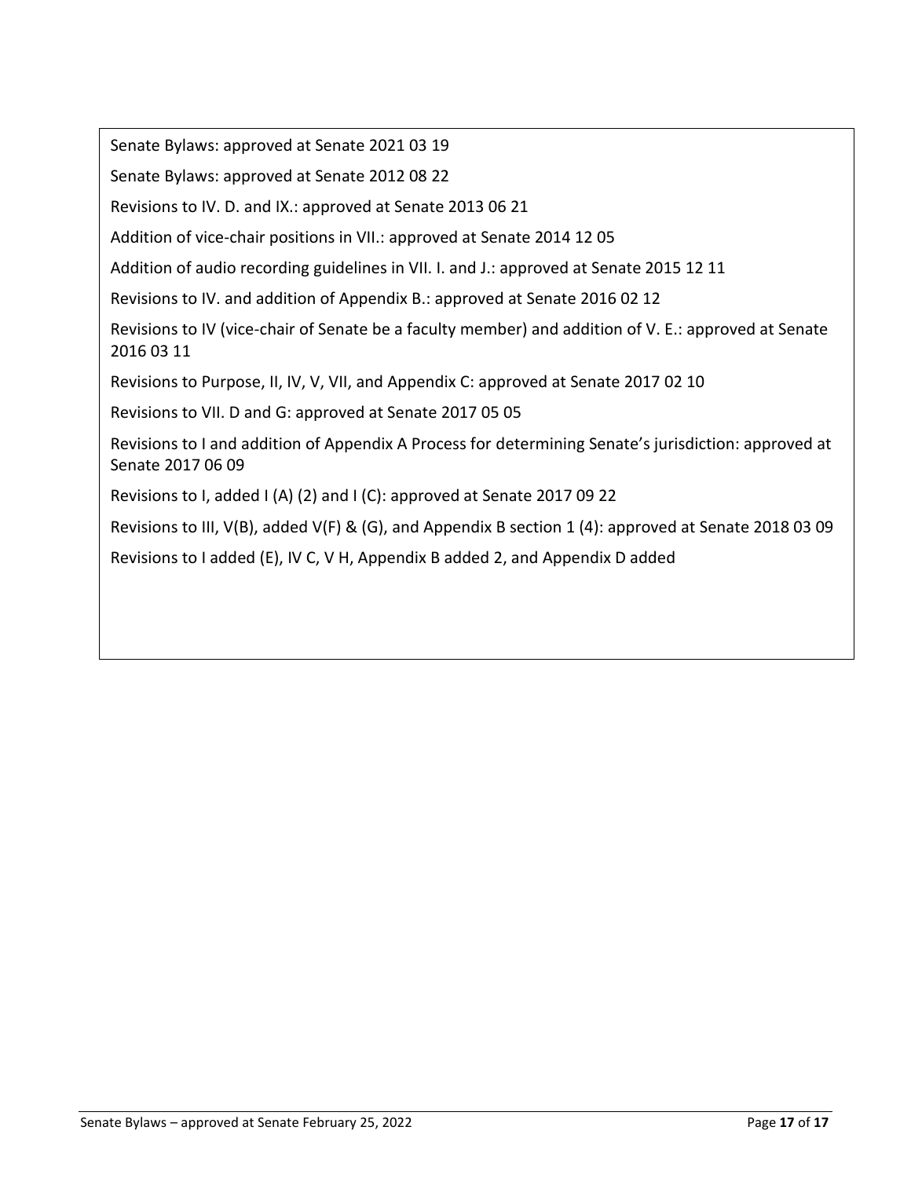Senate Bylaws: approved at Senate 2021 03 19

Senate Bylaws: approved at Senate 2012 08 22

Revisions to IV. D. and IX.: approved at Senate 2013 06 21

Addition of vice-chair positions in VII.: approved at Senate 2014 12 05

Addition of audio recording guidelines in VII. I. and J.: approved at Senate 2015 12 11

Revisions to IV. and addition of Appendix B.: approved at Senate 2016 02 12

Revisions to IV (vice-chair of Senate be a faculty member) and addition of V. E.: approved at Senate 2016 03 11

Revisions to Purpose, II, IV, V, VII, and Appendix C: approved at Senate 2017 02 10

Revisions to VII. D and G: approved at Senate 2017 05 05

Revisions to I and addition of Appendix A Process for determining Senate's jurisdiction: approved at Senate 2017 06 09

Revisions to I, added I (A) (2) and I (C): approved at Senate 2017 09 22

Revisions to III, V(B), added V(F) & (G), and Appendix B section 1 (4): approved at Senate 2018 03 09

Revisions to I added (E), IV C, V H, Appendix B added 2, and Appendix D added